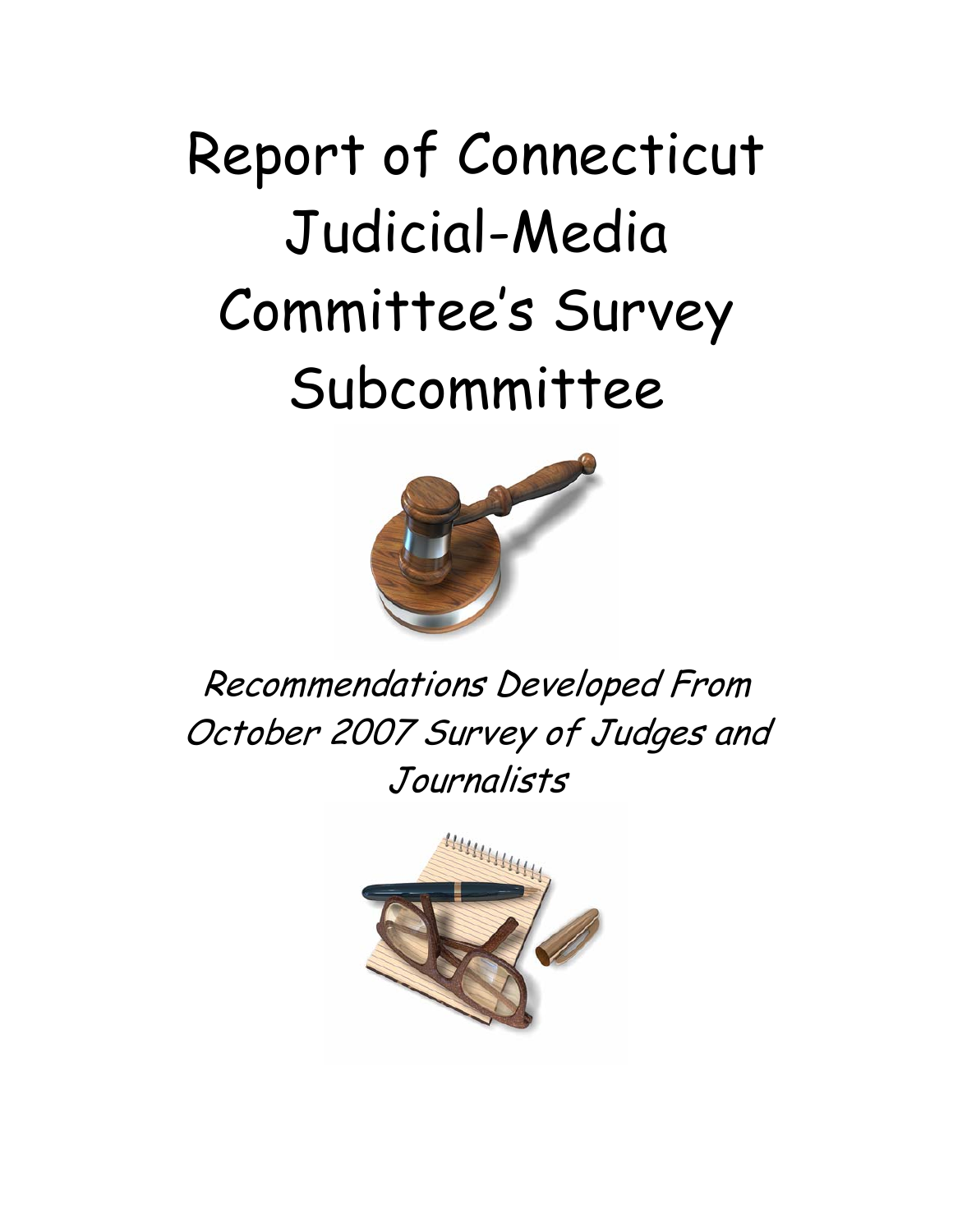# Report of Connecticut Judicial-Media Committee's Survey Subcommittee

*Recommendations Developed From October 2007 Survey of Judges and Journalists*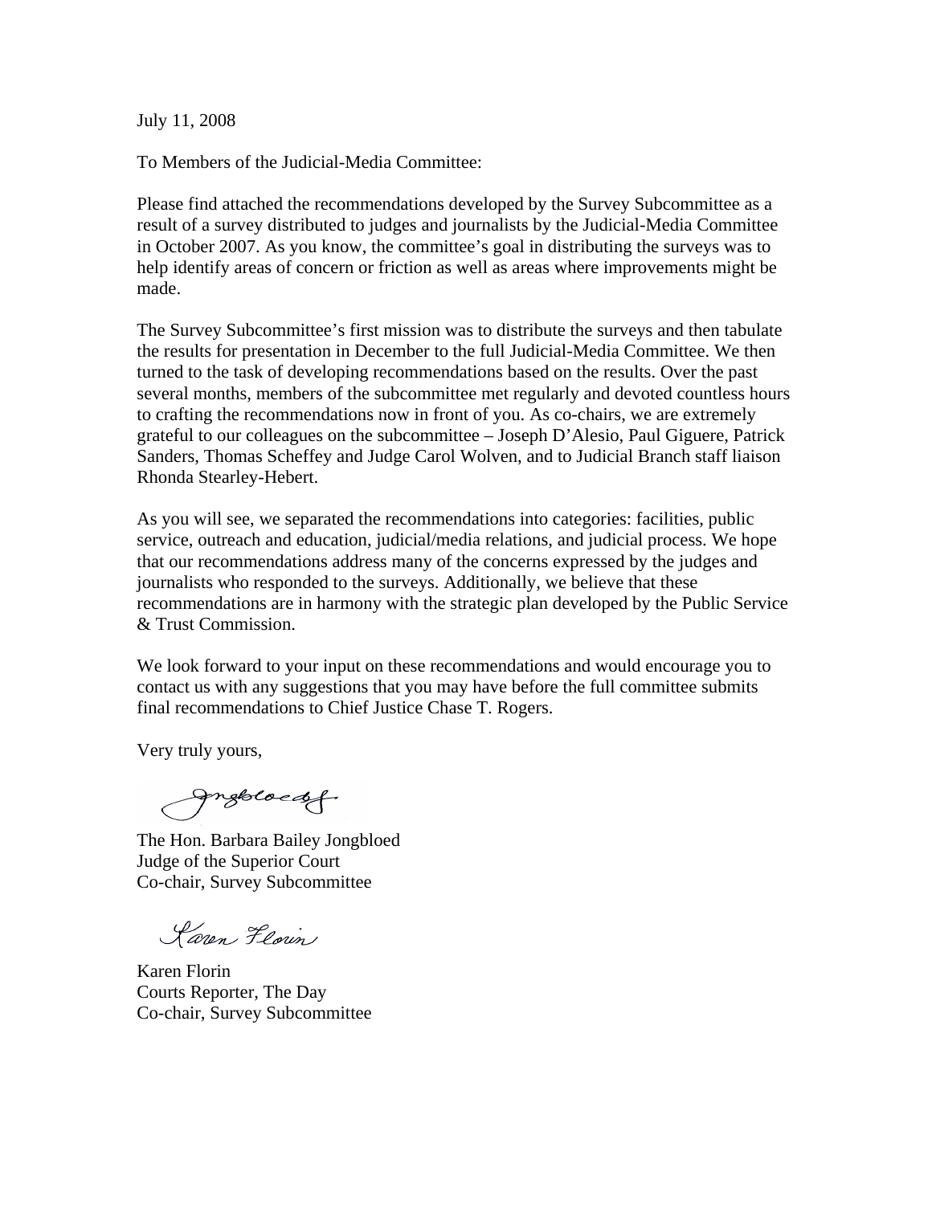July 11, 2008

To Members of the Judicial-Media Committee:

Please find attached the recommendations developed by the Survey Subcommittee as a result of a survey distributed to judges and journalists by the Judicial-Media Committee in October 2007. As you know, the committee's goal in distributing the surveys was to help identify areas of concern or friction as well as areas where improvements might be made.

The Survey Subcommittee's first mission was to distribute the surveys and then tabulate the results for presentation in December to the full Judicial-Media Committee. We then turned to the task of developing recommendations based on the results. Over the past several months, members of the subcommittee met regularly and devoted countless hours to crafting the recommendations now in front of you. As co-chairs, we are extremely grateful to our colleagues on the subcommittee – Joseph D'Alesio, Paul Giguere, Patrick Sanders, Thomas Scheffey and Judge Carol Wolven, and to Judicial Branch staff liaison Rhonda Stearley-Hebert.

As you will see, we separated the recommendations into categories: facilities, public service, outreach and education, judicial/media relations, and judicial process. We hope that our recommendations address many of the concerns expressed by the judges and journalists who responded to the surveys. Additionally, we believe that these recommendations are in harmony with the strategic plan developed by the Public Service & Trust Commission.

We look forward to your input on these recommendations and would encourage you to contact us with any suggestions that you may have before the full committee submits final recommendations to Chief Justice Chase T. Rogers.

Very truly yours,

The Hon. Barbara Bailey Jongbloed
Judge of the Superior Court
Co-chair, Survey Subcommittee

Karen Florin
Courts Reporter, The Day
Co-chair, Survey Subcommittee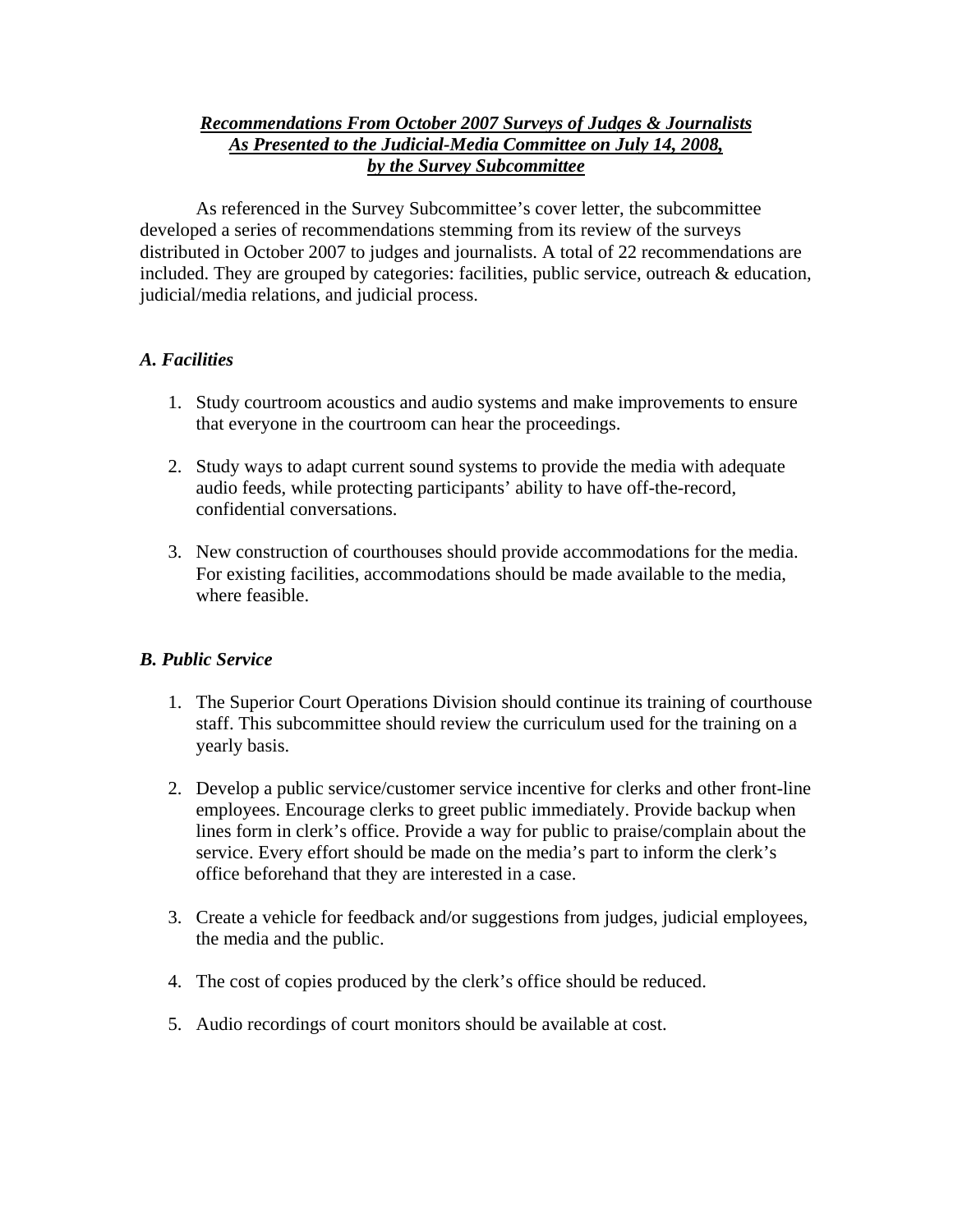***<u>Recommendations From October 2007 Surveys of Judges & Journalists</u>***
***<u>As Presented to the Judicial-Media Committee on July 14, 2008,</u>***
***<u>by the Survey Subcommittee</u>***

As referenced in the Survey Subcommittee's cover letter, the subcommittee developed a series of recommendations stemming from its review of the surveys distributed in October 2007 to judges and journalists. A total of 22 recommendations are included. They are grouped by categories: facilities, public service, outreach & education, judicial/media relations, and judicial process.

### *A. Facilities*

1. Study courtroom acoustics and audio systems and make improvements to ensure that everyone in the courtroom can hear the proceedings.

2. Study ways to adapt current sound systems to provide the media with adequate audio feeds, while protecting participants' ability to have off-the-record, confidential conversations.

3. New construction of courthouses should provide accommodations for the media. For existing facilities, accommodations should be made available to the media, where feasible.

### *B. Public Service*

1. The Superior Court Operations Division should continue its training of courthouse staff. This subcommittee should review the curriculum used for the training on a yearly basis.

2. Develop a public service/customer service incentive for clerks and other front-line employees. Encourage clerks to greet public immediately. Provide backup when lines form in clerk's office. Provide a way for public to praise/complain about the service. Every effort should be made on the media's part to inform the clerk's office beforehand that they are interested in a case.

3. Create a vehicle for feedback and/or suggestions from judges, judicial employees, the media and the public.

4. The cost of copies produced by the clerk's office should be reduced.

5. Audio recordings of court monitors should be available at cost.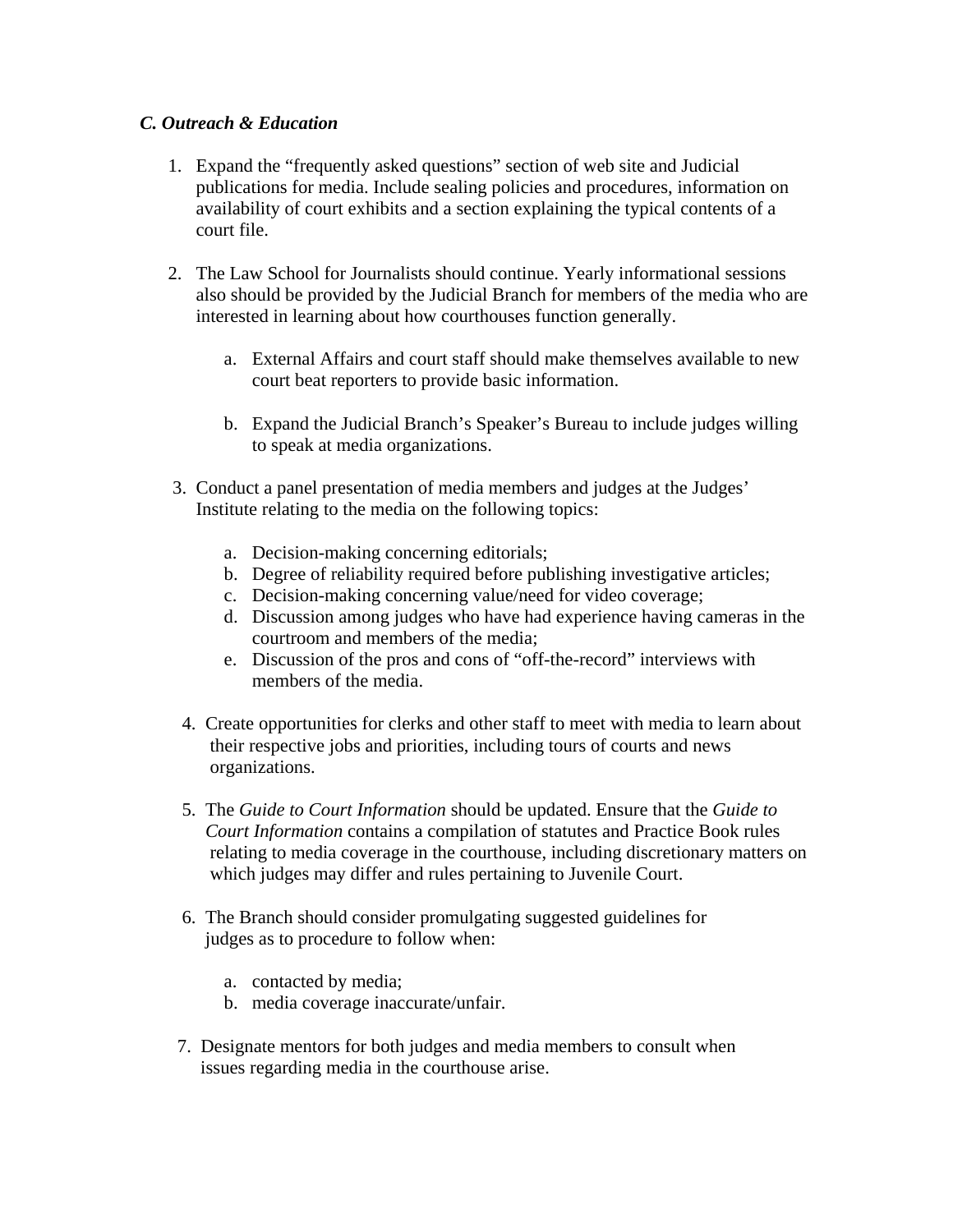### *C. Outreach & Education*

1. Expand the "frequently asked questions" section of web site and Judicial publications for media. Include sealing policies and procedures, information on availability of court exhibits and a section explaining the typical contents of a court file.

2. The Law School for Journalists should continue. Yearly informational sessions also should be provided by the Judicial Branch for members of the media who are interested in learning about how courthouses function generally.

   a. External Affairs and court staff should make themselves available to new court beat reporters to provide basic information.

   b. Expand the Judicial Branch's Speaker's Bureau to include judges willing to speak at media organizations.

3. Conduct a panel presentation of media members and judges at the Judges' Institute relating to the media on the following topics:

   a. Decision-making concerning editorials;
   b. Degree of reliability required before publishing investigative articles;
   c. Decision-making concerning value/need for video coverage;
   d. Discussion among judges who have had experience having cameras in the courtroom and members of the media;
   e. Discussion of the pros and cons of "off-the-record" interviews with members of the media.

4. Create opportunities for clerks and other staff to meet with media to learn about their respective jobs and priorities, including tours of courts and news organizations.

5. The *Guide to Court Information* should be updated. Ensure that the *Guide to Court Information* contains a compilation of statutes and Practice Book rules relating to media coverage in the courthouse, including discretionary matters on which judges may differ and rules pertaining to Juvenile Court.

6. The Branch should consider promulgating suggested guidelines for judges as to procedure to follow when:

   a. contacted by media;
   b. media coverage inaccurate/unfair.

7. Designate mentors for both judges and media members to consult when issues regarding media in the courthouse arise.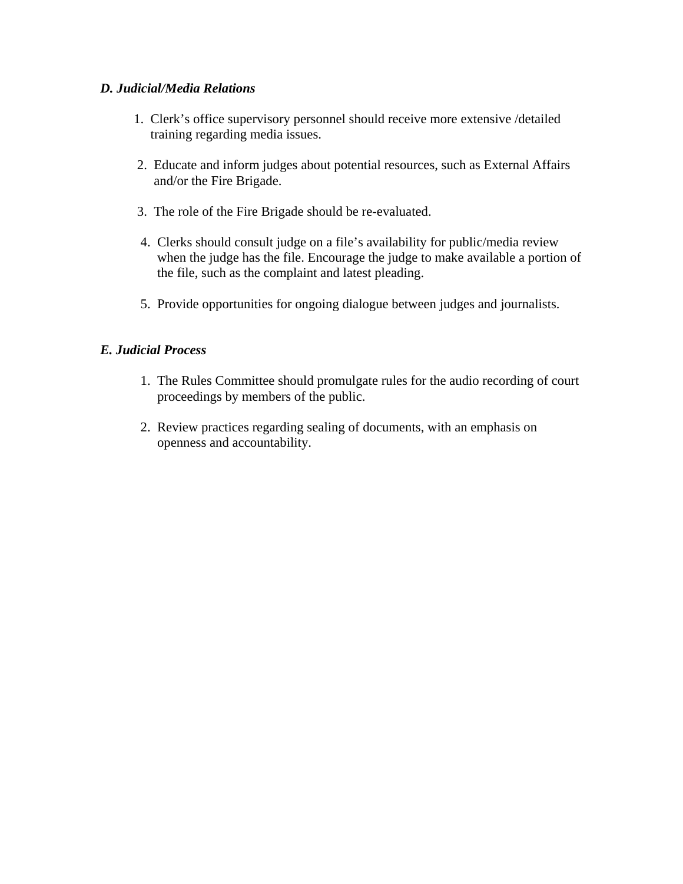***D. Judicial/Media Relations***

1. Clerk's office supervisory personnel should receive more extensive /detailed training regarding media issues.

2. Educate and inform judges about potential resources, such as External Affairs and/or the Fire Brigade.

3. The role of the Fire Brigade should be re-evaluated.

4. Clerks should consult judge on a file's availability for public/media review when the judge has the file. Encourage the judge to make available a portion of the file, such as the complaint and latest pleading.

5. Provide opportunities for ongoing dialogue between judges and journalists.

***E. Judicial Process***

1. The Rules Committee should promulgate rules for the audio recording of court proceedings by members of the public.

2. Review practices regarding sealing of documents, with an emphasis on openness and accountability.